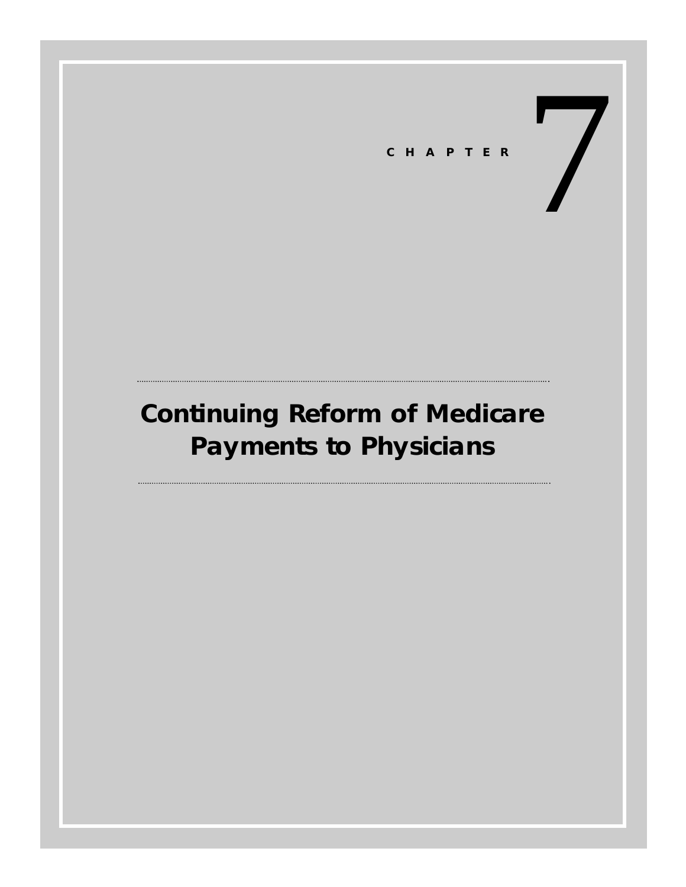C H A P T E R 7

# Continuing Reform of Medicare Payments to Physicians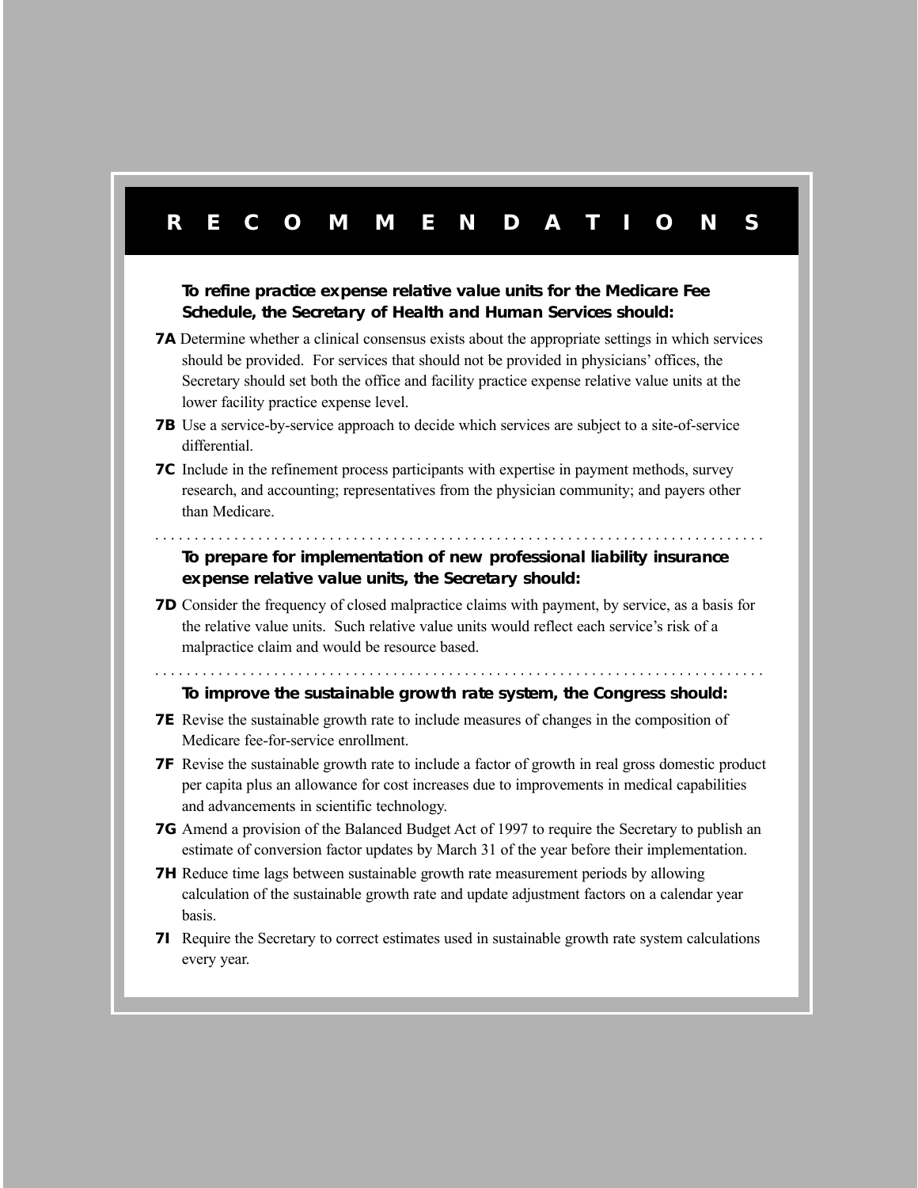# RECOMMENDATIONS

**To refine practice expense relative value units for the Medicare Fee Schedule, the Secretary of Health and Human Services should:**

**7A** Determine whether a clinical consensus exists about the appropriate settings in which services should be provided. For services that should not be provided in physicians' offices, the Secretary should set both the office and facility practice expense relative value units at the lower facility practice expense level.

**7B** Use a service-by-service approach to decide which services are subject to a site-of-service differential.

**7C** Include in the refinement process participants with expertise in payment methods, survey research, and accounting; representatives from the physician community; and payers other than Medicare.

**To prepare for implementation of new professional liability insurance expense relative value units, the Secretary should:**

**7D** Consider the frequency of closed malpractice claims with payment, by service, as a basis for the relative value units. Such relative value units would reflect each service's risk of a malpractice claim and would be resource based.

**To improve the sustainable growth rate system, the Congress should:**

**7E** Revise the sustainable growth rate to include measures of changes in the composition of Medicare fee-for-service enrollment.

**7F** Revise the sustainable growth rate to include a factor of growth in real gross domestic product per capita plus an allowance for cost increases due to improvements in medical capabilities and advancements in scientific technology.

**7G** Amend a provision of the Balanced Budget Act of 1997 to require the Secretary to publish an estimate of conversion factor updates by March 31 of the year before their implementation.

**7H** Reduce time lags between sustainable growth rate measurement periods by allowing calculation of the sustainable growth rate and update adjustment factors on a calendar year basis.

**7I** Require the Secretary to correct estimates used in sustainable growth rate system calculations every year.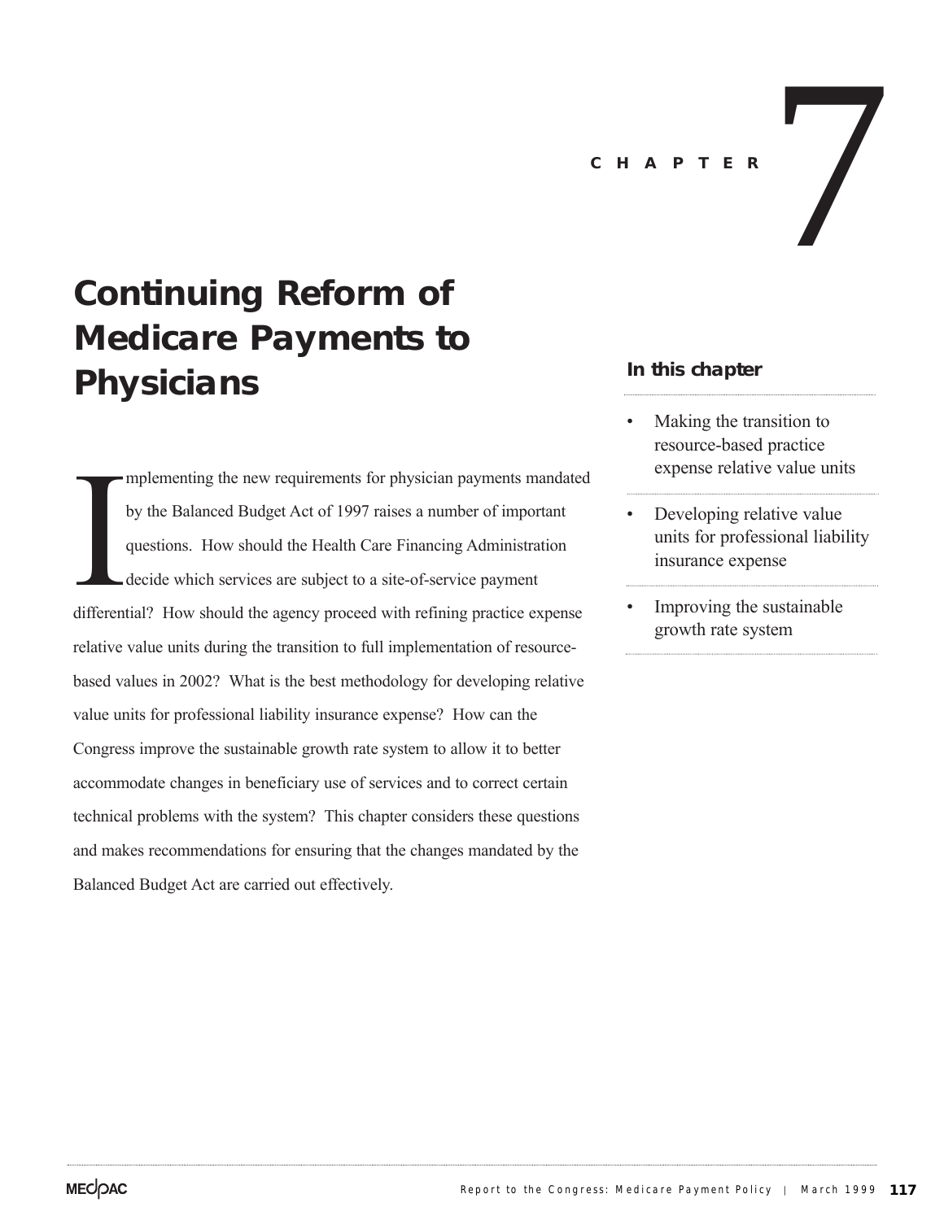# CHAPTER 7

# Continuing Reform of Medicare Payments to Physicians

Implementing the new requirements for physician payments mandated by the Balanced Budget Act of 1997 raises a number of important questions. How should the Health Care Financing Administration decide which services are subject to a site-of-service payment differential? How should the agency proceed with refining practice expense relative value units during the transition to full implementation of resource-based values in 2002? What is the best methodology for developing relative value units for professional liability insurance expense? How can the Congress improve the sustainable growth rate system to allow it to better accommodate changes in beneficiary use of services and to correct certain technical problems with the system? This chapter considers these questions and makes recommendations for ensuring that the changes mandated by the Balanced Budget Act are carried out effectively.

### In this chapter

- Making the transition to resource-based practice expense relative value units
- Developing relative value units for professional liability insurance expense
- Improving the sustainable growth rate system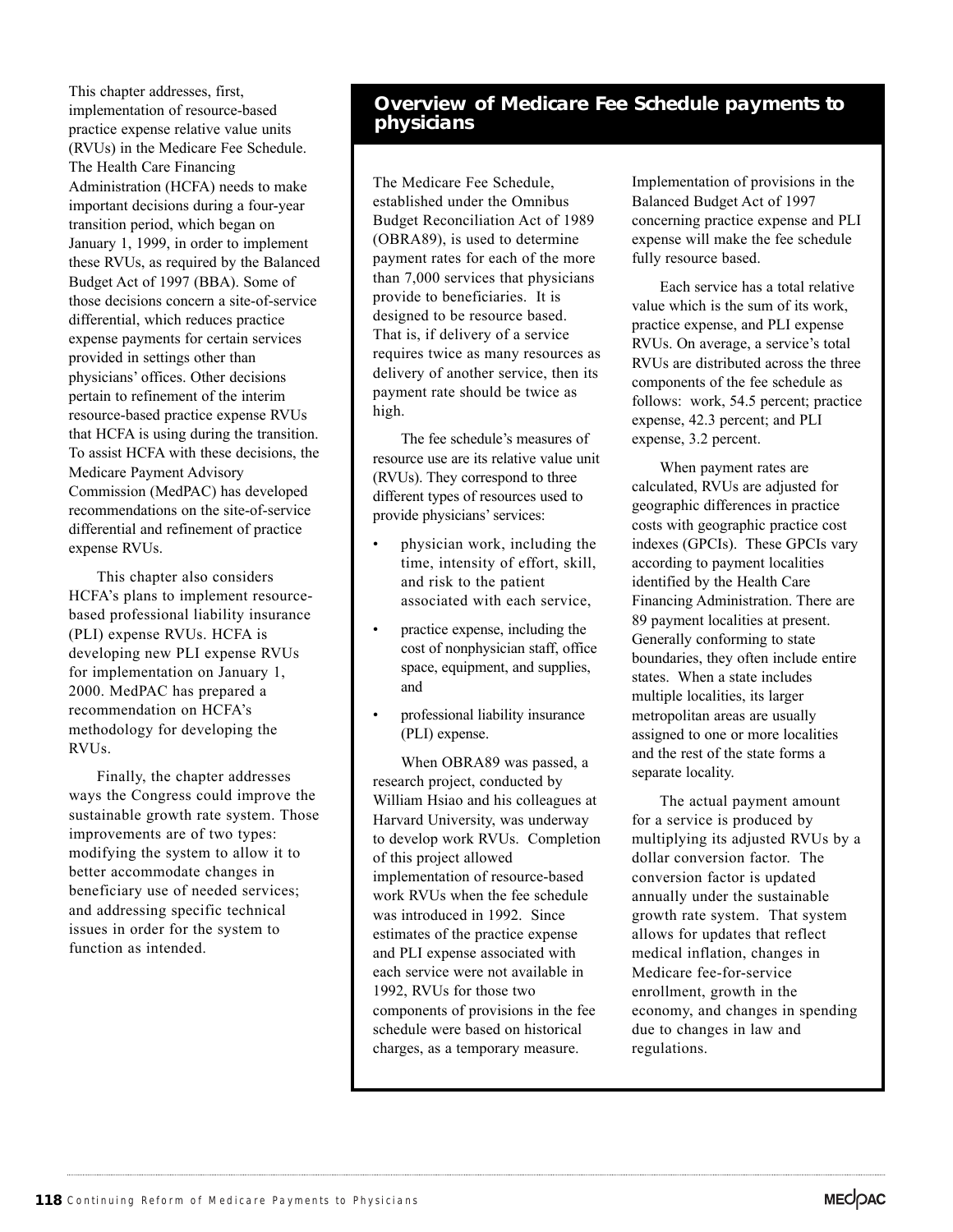This chapter addresses, first, implementation of resource-based practice expense relative value units (RVUs) in the Medicare Fee Schedule. The Health Care Financing Administration (HCFA) needs to make important decisions during a four-year transition period, which began on January 1, 1999, in order to implement these RVUs, as required by the Balanced Budget Act of 1997 (BBA). Some of those decisions concern a site-of-service differential, which reduces practice expense payments for certain services provided in settings other than physicians' offices. Other decisions pertain to refinement of the interim resource-based practice expense RVUs that HCFA is using during the transition. To assist HCFA with these decisions, the Medicare Payment Advisory Commission (MedPAC) has developed recommendations on the site-of-service differential and refinement of practice expense RVUs.

This chapter also considers HCFA's plans to implement resource-based professional liability insurance (PLI) expense RVUs. HCFA is developing new PLI expense RVUs for implementation on January 1, 2000. MedPAC has prepared a recommendation on HCFA's methodology for developing the RVUs.

Finally, the chapter addresses ways the Congress could improve the sustainable growth rate system. Those improvements are of two types: modifying the system to allow it to better accommodate changes in beneficiary use of needed services; and addressing specific technical issues in order for the system to function as intended.

## Overview of Medicare Fee Schedule payments to physicians

The Medicare Fee Schedule, established under the Omnibus Budget Reconciliation Act of 1989 (OBRA89), is used to determine payment rates for each of the more than 7,000 services that physicians provide to beneficiaries. It is designed to be resource based. That is, if delivery of a service requires twice as many resources as delivery of another service, then its payment rate should be twice as high.

The fee schedule's measures of resource use are its relative value unit (RVUs). They correspond to three different types of resources used to provide physicians' services:

- physician work, including the time, intensity of effort, skill, and risk to the patient associated with each service,
- practice expense, including the cost of nonphysician staff, office space, equipment, and supplies, and
- professional liability insurance (PLI) expense.

When OBRA89 was passed, a research project, conducted by William Hsiao and his colleagues at Harvard University, was underway to develop work RVUs. Completion of this project allowed implementation of resource-based work RVUs when the fee schedule was introduced in 1992. Since estimates of the practice expense and PLI expense associated with each service were not available in 1992, RVUs for those two components of provisions in the fee schedule were based on historical charges, as a temporary measure. Implementation of provisions in the Balanced Budget Act of 1997 concerning practice expense and PLI expense will make the fee schedule fully resource based.

Each service has a total relative value which is the sum of its work, practice expense, and PLI expense RVUs. On average, a service's total RVUs are distributed across the three components of the fee schedule as follows: work, 54.5 percent; practice expense, 42.3 percent; and PLI expense, 3.2 percent.

When payment rates are calculated, RVUs are adjusted for geographic differences in practice costs with geographic practice cost indexes (GPCIs). These GPCIs vary according to payment localities identified by the Health Care Financing Administration. There are 89 payment localities at present. Generally conforming to state boundaries, they often include entire states. When a state includes multiple localities, its larger metropolitan areas are usually assigned to one or more localities and the rest of the state forms a separate locality.

The actual payment amount for a service is produced by multiplying its adjusted RVUs by a dollar conversion factor. The conversion factor is updated annually under the sustainable growth rate system. That system allows for updates that reflect medical inflation, changes in Medicare fee-for-service enrollment, growth in the economy, and changes in spending due to changes in law and regulations.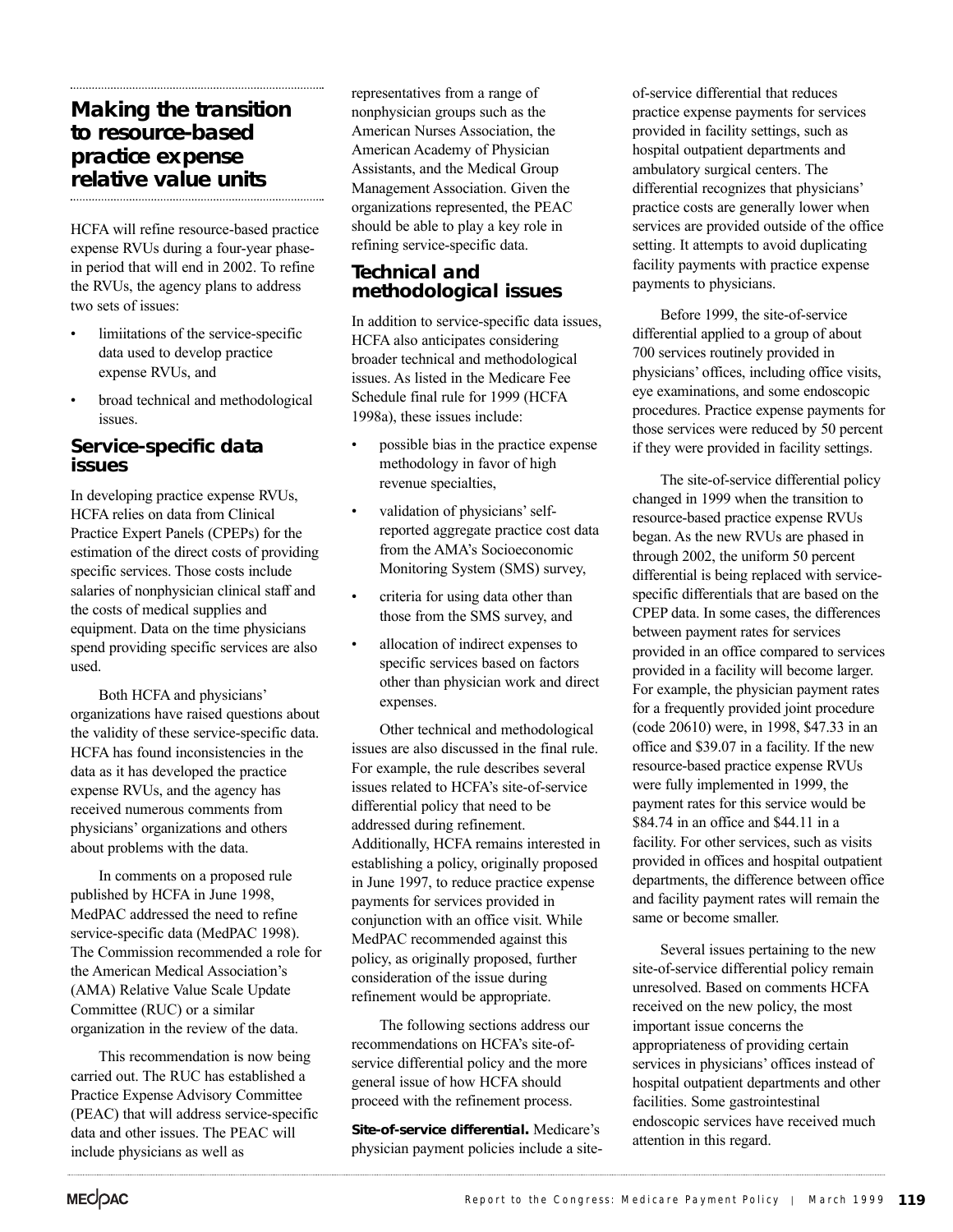## Making the transition to resource-based practice expense relative value units

HCFA will refine resource-based practice expense RVUs during a four-year phase-in period that will end in 2002. To refine the RVUs, the agency plans to address two sets of issues:

- limiitations of the service-specific data used to develop practice expense RVUs, and
- broad technical and methodological issues.

### Service-specific data issues

In developing practice expense RVUs, HCFA relies on data from Clinical Practice Expert Panels (CPEPs) for the estimation of the direct costs of providing specific services. Those costs include salaries of nonphysician clinical staff and the costs of medical supplies and equipment. Data on the time physicians spend providing specific services are also used.

Both HCFA and physicians' organizations have raised questions about the validity of these service-specific data. HCFA has found inconsistencies in the data as it has developed the practice expense RVUs, and the agency has received numerous comments from physicians' organizations and others about problems with the data.

In comments on a proposed rule published by HCFA in June 1998, MedPAC addressed the need to refine service-specific data (MedPAC 1998). The Commission recommended a role for the American Medical Association's (AMA) Relative Value Scale Update Committee (RUC) or a similar organization in the review of the data.

This recommendation is now being carried out. The RUC has established a Practice Expense Advisory Committee (PEAC) that will address service-specific data and other issues. The PEAC will include physicians as well as representatives from a range of nonphysician groups such as the American Nurses Association, the American Academy of Physician Assistants, and the Medical Group Management Association. Given the organizations represented, the PEAC should be able to play a key role in refining service-specific data.

### Technical and methodological issues

In addition to service-specific data issues, HCFA also anticipates considering broader technical and methodological issues. As listed in the Medicare Fee Schedule final rule for 1999 (HCFA 1998a), these issues include:

- possible bias in the practice expense methodology in favor of high revenue specialties,
- validation of physicians' self-reported aggregate practice cost data from the AMA's Socioeconomic Monitoring System (SMS) survey,
- criteria for using data other than those from the SMS survey, and
- allocation of indirect expenses to specific services based on factors other than physician work and direct expenses.

Other technical and methodological issues are also discussed in the final rule. For example, the rule describes several issues related to HCFA's site-of-service differential policy that need to be addressed during refinement. Additionally, HCFA remains interested in establishing a policy, originally proposed in June 1997, to reduce practice expense payments for services provided in conjunction with an office visit. While MedPAC recommended against this policy, as originally proposed, further consideration of the issue during refinement would be appropriate.

The following sections address our recommendations on HCFA's site-of-service differential policy and the more general issue of how HCFA should proceed with the refinement process.

**Site-of-service differential.** Medicare's physician payment policies include a site-of-service differential that reduces practice expense payments for services provided in facility settings, such as hospital outpatient departments and ambulatory surgical centers. The differential recognizes that physicians' practice costs are generally lower when services are provided outside of the office setting. It attempts to avoid duplicating facility payments with practice expense payments to physicians.

Before 1999, the site-of-service differential applied to a group of about 700 services routinely provided in physicians' offices, including office visits, eye examinations, and some endoscopic procedures. Practice expense payments for those services were reduced by 50 percent if they were provided in facility settings.

The site-of-service differential policy changed in 1999 when the transition to resource-based practice expense RVUs began. As the new RVUs are phased in through 2002, the uniform 50 percent differential is being replaced with service-specific differentials that are based on the CPEP data. In some cases, the differences between payment rates for services provided in an office compared to services provided in a facility will become larger. For example, the physician payment rates for a frequently provided joint procedure (code 20610) were, in 1998, $47.33 in an office and $39.07 in a facility. If the new resource-based practice expense RVUs were fully implemented in 1999, the payment rates for this service would be $84.74 in an office and $44.11 in a facility. For other services, such as visits provided in offices and hospital outpatient departments, the difference between office and facility payment rates will remain the same or become smaller.

Several issues pertaining to the new site-of-service differential policy remain unresolved. Based on comments HCFA received on the new policy, the most important issue concerns the appropriateness of providing certain services in physicians' offices instead of hospital outpatient departments and other facilities. Some gastrointestinal endoscopic services have received much attention in this regard.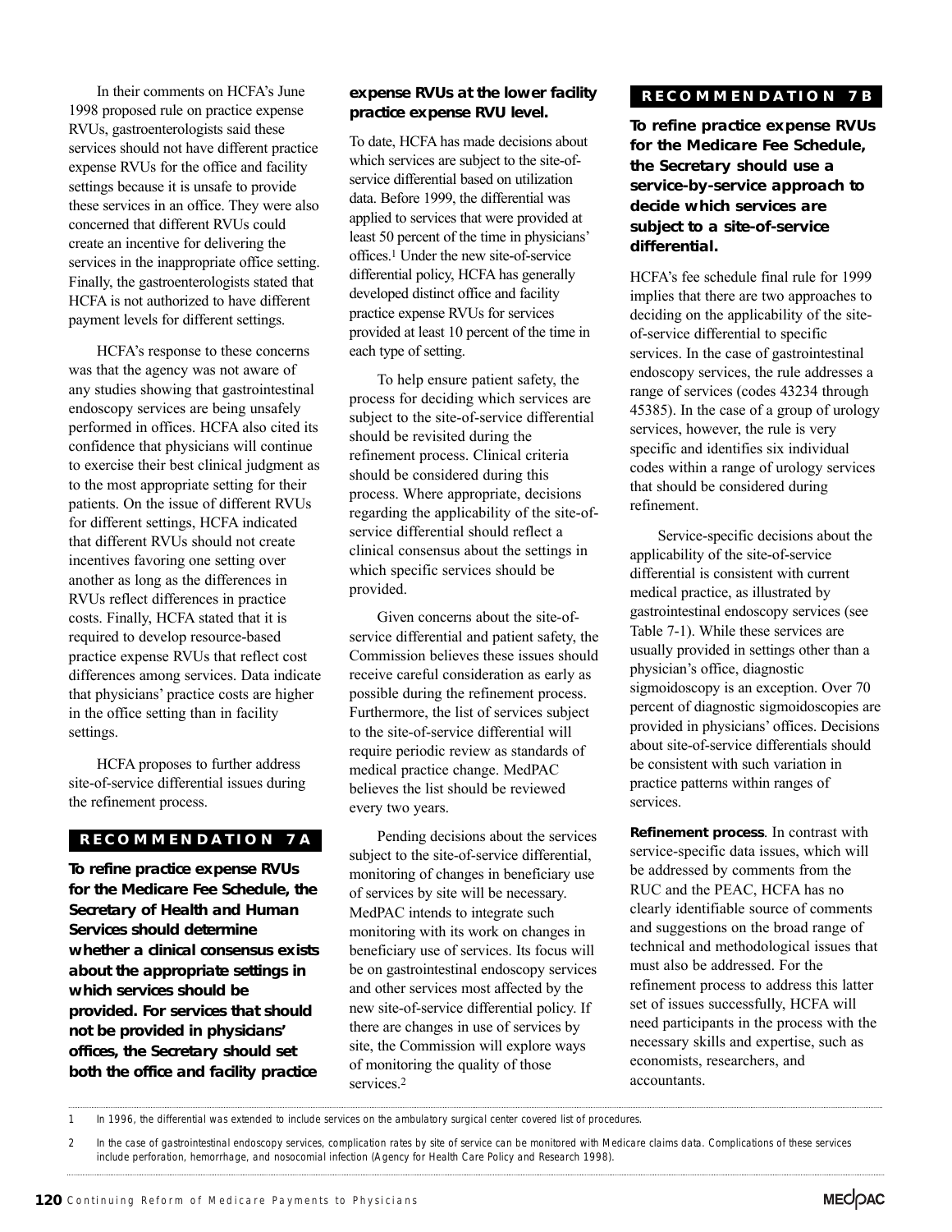In their comments on HCFA's June 1998 proposed rule on practice expense RVUs, gastroenterologists said these services should not have different practice expense RVUs for the office and facility settings because it is unsafe to provide these services in an office. They were also concerned that different RVUs could create an incentive for delivering the services in the inappropriate office setting. Finally, the gastroenterologists stated that HCFA is not authorized to have different payment levels for different settings.

HCFA's response to these concerns was that the agency was not aware of any studies showing that gastrointestinal endoscopy services are being unsafely performed in offices. HCFA also cited its confidence that physicians will continue to exercise their best clinical judgment as to the most appropriate setting for their patients. On the issue of different RVUs for different settings, HCFA indicated that different RVUs should not create incentives favoring one setting over another as long as the differences in RVUs reflect differences in practice costs. Finally, HCFA stated that it is required to develop resource-based practice expense RVUs that reflect cost differences among services. Data indicate that physicians' practice costs are higher in the office setting than in facility settings.

HCFA proposes to further address site-of-service differential issues during the refinement process.

## RECOMMENDATION 7A

**To refine practice expense RVUs for the Medicare Fee Schedule, the Secretary of Health and Human Services should determine whether a clinical consensus exists about the appropriate settings in which services should be provided. For services that should not be provided in physicians' offices, the Secretary should set both the office and facility practice expense RVUs at the lower facility practice expense RVU level.**

To date, HCFA has made decisions about which services are subject to the site-of-service differential based on utilization data. Before 1999, the differential was applied to services that were provided at least 50 percent of the time in physicians' offices.[1] Under the new site-of-service differential policy, HCFA has generally developed distinct office and facility practice expense RVUs for services provided at least 10 percent of the time in each type of setting.

To help ensure patient safety, the process for deciding which services are subject to the site-of-service differential should be revisited during the refinement process. Clinical criteria should be considered during this process. Where appropriate, decisions regarding the applicability of the site-of-service differential should reflect a clinical consensus about the settings in which specific services should be provided.

Given concerns about the site-of-service differential and patient safety, the Commission believes these issues should receive careful consideration as early as possible during the refinement process. Furthermore, the list of services subject to the site-of-service differential will require periodic review as standards of medical practice change. MedPAC believes the list should be reviewed every two years.

Pending decisions about the services subject to the site-of-service differential, monitoring of changes in beneficiary use of services by site will be necessary. MedPAC intends to integrate such monitoring with its work on changes in beneficiary use of services. Its focus will be on gastrointestinal endoscopy services and other services most affected by the new site-of-service differential policy. If there are changes in use of services by site, the Commission will explore ways of monitoring the quality of those services.[2]

## RECOMMENDATION 7B

**To refine practice expense RVUs for the Medicare Fee Schedule, the Secretary should use a service-by-service approach to decide which services are subject to a site-of-service differential.**

HCFA's fee schedule final rule for 1999 implies that there are two approaches to deciding on the applicability of the site-of-service differential to specific services. In the case of gastrointestinal endoscopy services, the rule addresses a range of services (codes 43234 through 45385). In the case of a group of urology services, however, the rule is very specific and identifies six individual codes within a range of urology services that should be considered during refinement.

Service-specific decisions about the applicability of the site-of-service differential is consistent with current medical practice, as illustrated by gastrointestinal endoscopy services (see Table 7-1). While these services are usually provided in settings other than a physician's office, diagnostic sigmoidoscopy is an exception. Over 70 percent of diagnostic sigmoidoscopies are provided in physicians' offices. Decisions about site-of-service differentials should be consistent with such variation in practice patterns within ranges of services.

**Refinement process**. In contrast with service-specific data issues, which will be addressed by comments from the RUC and the PEAC, HCFA has no clearly identifiable source of comments and suggestions on the broad range of technical and methodological issues that must also be addressed. For the refinement process to address this latter set of issues successfully, HCFA will need participants in the process with the necessary skills and expertise, such as economists, researchers, and accountants.

---

1 In 1996, the differential was extended to include services on the ambulatory surgical center covered list of procedures.

2 In the case of gastrointestinal endoscopy services, complication rates by site of service can be monitored with Medicare claims data. Complications of these services include perforation, hemorrhage, and nosocomial infection (Agency for Health Care Policy and Research 1998).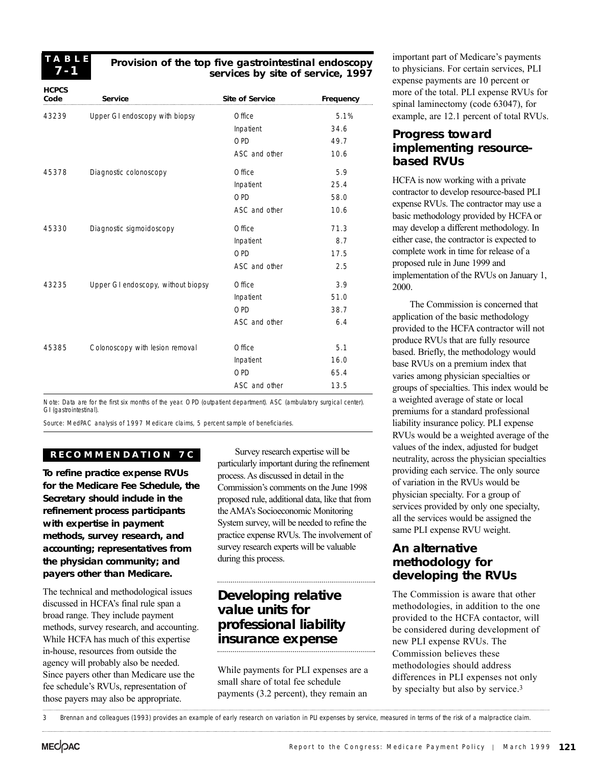**TABLE 7-1**

**Provision of the top five gastrointestinal endoscopy services by site of service, 1997**

| HCPCS Code | Service | Site of Service | Frequency |
|---|---|---|---|
| 43239 | Upper GI endoscopy with biopsy | Office | 5.1% |
| | | Inpatient | 34.6 |
| | | OPD | 49.7 |
| | | ASC and other | 10.6 |
| 45378 | Diagnostic colonoscopy | Office | 5.9 |
| | | Inpatient | 25.4 |
| | | OPD | 58.0 |
| | | ASC and other | 10.6 |
| 45330 | Diagnostic sigmoidoscopy | Office | 71.3 |
| | | Inpatient | 8.7 |
| | | OPD | 17.5 |
| | | ASC and other | 2.5 |
| 43235 | Upper GI endoscopy, without biopsy | Office | 3.9 |
| | | Inpatient | 51.0 |
| | | OPD | 38.7 |
| | | ASC and other | 6.4 |
| 45385 | Colonoscopy with lesion removal | Office | 5.1 |
| | | Inpatient | 16.0 |
| | | OPD | 65.4 |
| | | ASC and other | 13.5 |

Note: Data are for the first six months of the year. OPD (outpatient department). ASC (ambulatory surgical center). GI (gastrointestinal).

Source: MedPAC analysis of 1997 Medicare claims, 5 percent sample of beneficiaries.

**RECOMMENDATION 7C**

**To refine practice expense RVUs for the Medicare Fee Schedule, the Secretary should include in the refinement process participants with expertise in payment methods, survey research, and accounting; representatives from the physician community; and payers other than Medicare.**

The technical and methodological issues discussed in HCFA's final rule span a broad range. They include payment methods, survey research, and accounting. While HCFA has much of this expertise in-house, resources from outside the agency will probably also be needed. Since payers other than Medicare use the fee schedule's RVUs, representation of those payers may also be appropriate.

Survey research expertise will be particularly important during the refinement process. As discussed in detail in the Commission's comments on the June 1998 proposed rule, additional data, like that from the AMA's Socioeconomic Monitoring System survey, will be needed to refine the practice expense RVUs. The involvement of survey research experts will be valuable during this process.

## Developing relative value units for professional liability insurance expense

While payments for PLI expenses are a small share of total fee schedule payments (3.2 percent), they remain an important part of Medicare's payments to physicians. For certain services, PLI expense payments are 10 percent or more of the total. PLI expense RVUs for spinal laminectomy (code 63047), for example, are 12.1 percent of total RVUs.

### Progress toward implementing resource-based RVUs

HCFA is now working with a private contractor to develop resource-based PLI expense RVUs. The contractor may use a basic methodology provided by HCFA or may develop a different methodology. In either case, the contractor is expected to complete work in time for release of a proposed rule in June 1999 and implementation of the RVUs on January 1, 2000.

The Commission is concerned that application of the basic methodology provided to the HCFA contractor will not produce RVUs that are fully resource based. Briefly, the methodology would base RVUs on a premium index that varies among physician specialties or groups of specialties. This index would be a weighted average of state or local premiums for a standard professional liability insurance policy. PLI expense RVUs would be a weighted average of the values of the index, adjusted for budget neutrality, across the physician specialties providing each service. The only source of variation in the RVUs would be physician specialty. For a group of services provided by only one specialty, all the services would be assigned the same PLI expense RVU weight.

### An alternative methodology for developing the RVUs

The Commission is aware that other methodologies, in addition to the one provided to the HCFA contactor, will be considered during development of new PLI expense RVUs. The Commission believes these methodologies should address differences in PLI expenses not only by specialty but also by service.[3]

3 Brennan and colleagues (1993) provides an example of early research on variation in PLI expenses by service, measured in terms of the risk of a malpractice claim.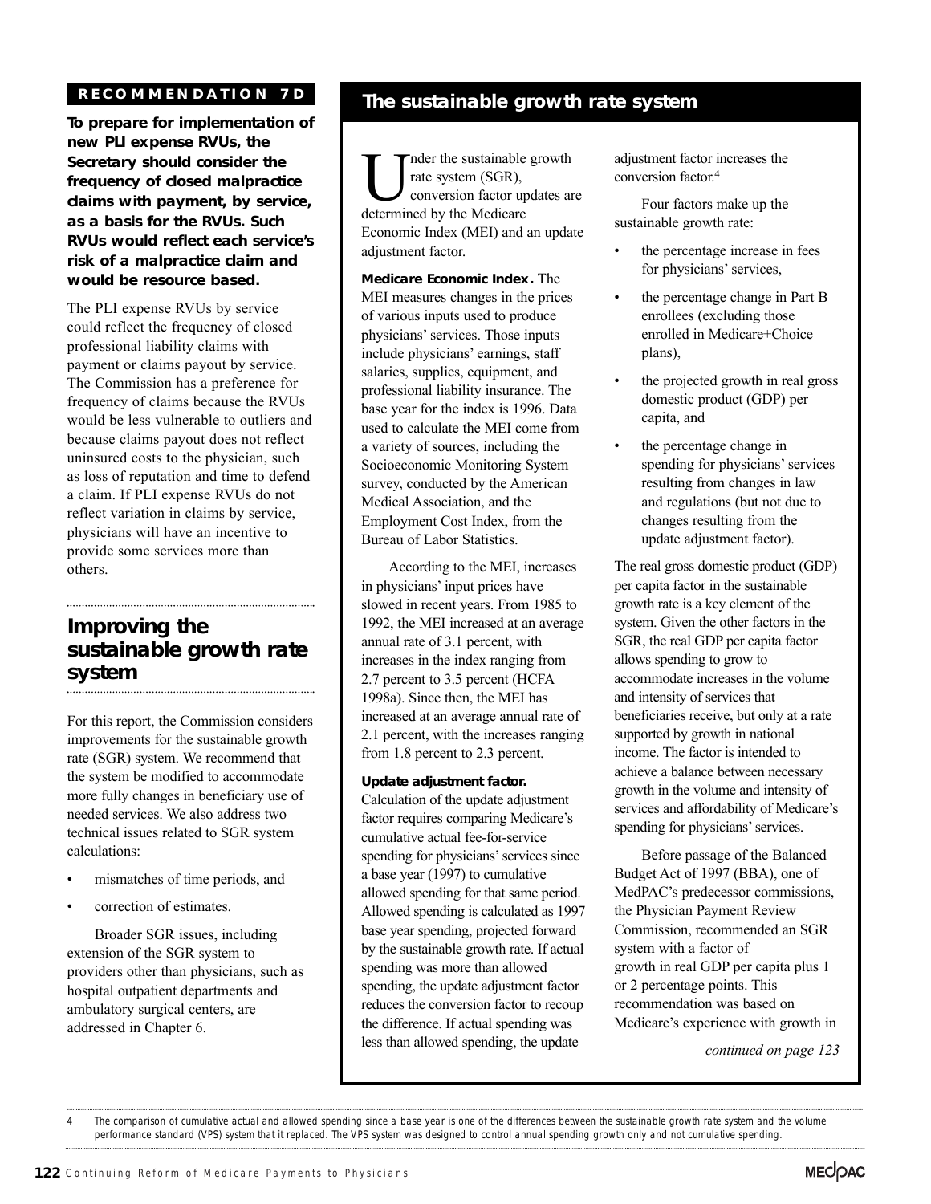**RECOMMENDATION 7D**

***To prepare for implementation of new PLI expense RVUs, the Secretary should consider the frequency of closed malpractice claims with payment, by service, as a basis for the RVUs. Such RVUs would reflect each service's risk of a malpractice claim and would be resource based.***

The PLI expense RVUs by service could reflect the frequency of closed professional liability claims with payment or claims payout by service. The Commission has a preference for frequency of claims because the RVUs would be less vulnerable to outliers and because claims payout does not reflect uninsured costs to the physician, such as loss of reputation and time to defend a claim. If PLI expense RVUs do not reflect variation in claims by service, physicians will have an incentive to provide some services more than others.

## Improving the sustainable growth rate system

For this report, the Commission considers improvements for the sustainable growth rate (SGR) system. We recommend that the system be modified to accommodate more fully changes in beneficiary use of needed services. We also address two technical issues related to SGR system calculations:

- mismatches of time periods, and
- correction of estimates.

Broader SGR issues, including extension of the SGR system to providers other than physicians, such as hospital outpatient departments and ambulatory surgical centers, are addressed in Chapter 6.

### The sustainable growth rate system

Under the sustainable growth rate system (SGR), conversion factor updates are determined by the Medicare Economic Index (MEI) and an update adjustment factor.

**Medicare Economic Index.** The MEI measures changes in the prices of various inputs used to produce physicians' services. Those inputs include physicians' earnings, staff salaries, supplies, equipment, and professional liability insurance. The base year for the index is 1996. Data used to calculate the MEI come from a variety of sources, including the Socioeconomic Monitoring System survey, conducted by the American Medical Association, and the Employment Cost Index, from the Bureau of Labor Statistics.

According to the MEI, increases in physicians' input prices have slowed in recent years. From 1985 to 1992, the MEI increased at an average annual rate of 3.1 percent, with increases in the index ranging from 2.7 percent to 3.5 percent (HCFA 1998a). Since then, the MEI has increased at an average annual rate of 2.1 percent, with the increases ranging from 1.8 percent to 2.3 percent.

**Update adjustment factor.** Calculation of the update adjustment factor requires comparing Medicare's cumulative actual fee-for-service spending for physicians' services since a base year (1997) to cumulative allowed spending for that same period. Allowed spending is calculated as 1997 base year spending, projected forward by the sustainable growth rate. If actual spending was more than allowed spending, the update adjustment factor reduces the conversion factor to recoup the difference. If actual spending was less than allowed spending, the update adjustment factor increases the conversion factor.[4]

Four factors make up the sustainable growth rate:

- the percentage increase in fees for physicians' services,
- the percentage change in Part B enrollees (excluding those enrolled in Medicare+Choice plans),
- the projected growth in real gross domestic product (GDP) per capita, and
- the percentage change in spending for physicians' services resulting from changes in law and regulations (but not due to changes resulting from the update adjustment factor).

The real gross domestic product (GDP) per capita factor in the sustainable growth rate is a key element of the system. Given the other factors in the SGR, the real GDP per capita factor allows spending to grow to accommodate increases in the volume and intensity of services that beneficiaries receive, but only at a rate supported by growth in national income. The factor is intended to achieve a balance between necessary growth in the volume and intensity of services and affordability of Medicare's spending for physicians' services.

Before passage of the Balanced Budget Act of 1997 (BBA), one of MedPAC's predecessor commissions, the Physician Payment Review Commission, recommended an SGR system with a factor of growth in real GDP per capita plus 1 or 2 percentage points. This recommendation was based on Medicare's experience with growth in

*continued on page 123*

4 The comparison of cumulative actual and allowed spending since a base year is one of the differences between the sustainable growth rate system and the volume performance standard (VPS) system that it replaced. The VPS system was designed to control annual spending growth only and not cumulative spending.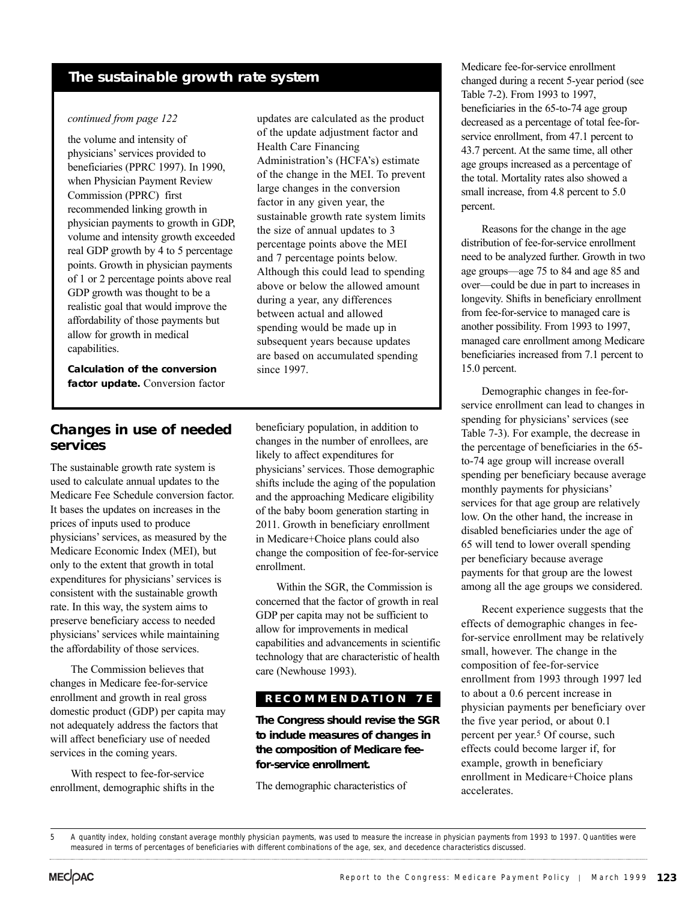## The sustainable growth rate system

*continued from page 122*

the volume and intensity of physicians' services provided to beneficiaries (PPRC 1997). In 1990, when Physician Payment Review Commission (PPRC) first recommended linking growth in physician payments to growth in GDP, volume and intensity growth exceeded real GDP growth by 4 to 5 percentage points. Growth in physician payments of 1 or 2 percentage points above real GDP growth was thought to be a realistic goal that would improve the affordability of those payments but allow for growth in medical capabilities.

**Calculation of the conversion factor update.** Conversion factor updates are calculated as the product of the update adjustment factor and Health Care Financing Administration's (HCFA's) estimate of the change in the MEI. To prevent large changes in the conversion factor in any given year, the sustainable growth rate system limits the size of annual updates to 3 percentage points above the MEI and 7 percentage points below. Although this could lead to spending above or below the allowed amount during a year, any differences between actual and allowed spending would be made up in subsequent years because updates are based on accumulated spending since 1997.

## Changes in use of needed services

The sustainable growth rate system is used to calculate annual updates to the Medicare Fee Schedule conversion factor. It bases the updates on increases in the prices of inputs used to produce physicians' services, as measured by the Medicare Economic Index (MEI), but only to the extent that growth in total expenditures for physicians' services is consistent with the sustainable growth rate. In this way, the system aims to preserve beneficiary access to needed physicians' services while maintaining the affordability of those services.

The Commission believes that changes in Medicare fee-for-service enrollment and growth in real gross domestic product (GDP) per capita may not adequately address the factors that will affect beneficiary use of needed services in the coming years.

With respect to fee-for-service enrollment, demographic shifts in the beneficiary population, in addition to changes in the number of enrollees, are likely to affect expenditures for physicians' services. Those demographic shifts include the aging of the population and the approaching Medicare eligibility of the baby boom generation starting in 2011. Growth in beneficiary enrollment in Medicare+Choice plans could also change the composition of fee-for-service enrollment.

Within the SGR, the Commission is concerned that the factor of growth in real GDP per capita may not be sufficient to allow for improvements in medical capabilities and advancements in scientific technology that are characteristic of health care (Newhouse 1993).

**RECOMMENDATION 7E**

***The Congress should revise the SGR to include measures of changes in the composition of Medicare fee-for-service enrollment.***

The demographic characteristics of Medicare fee-for-service enrollment changed during a recent 5-year period (see Table 7-2). From 1993 to 1997, beneficiaries in the 65-to-74 age group decreased as a percentage of total fee-for-service enrollment, from 47.1 percent to 43.7 percent. At the same time, all other age groups increased as a percentage of the total. Mortality rates also showed a small increase, from 4.8 percent to 5.0 percent.

Reasons for the change in the age distribution of fee-for-service enrollment need to be analyzed further. Growth in two age groups—age 75 to 84 and age 85 and over—could be due in part to increases in longevity. Shifts in beneficiary enrollment from fee-for-service to managed care is another possibility. From 1993 to 1997, managed care enrollment among Medicare beneficiaries increased from 7.1 percent to 15.0 percent.

Demographic changes in fee-for-service enrollment can lead to changes in spending for physicians' services (see Table 7-3). For example, the decrease in the percentage of beneficiaries in the 65-to-74 age group will increase overall spending per beneficiary because average monthly payments for physicians' services for that age group are relatively low. On the other hand, the increase in disabled beneficiaries under the age of 65 will tend to lower overall spending per beneficiary because average payments for that group are the lowest among all the age groups we considered.

Recent experience suggests that the effects of demographic changes in fee-for-service enrollment may be relatively small, however. The change in the composition of fee-for-service enrollment from 1993 through 1997 led to about a 0.6 percent increase in physician payments per beneficiary over the five year period, or about 0.1 percent per year.[5] Of course, such effects could become larger if, for example, growth in beneficiary enrollment in Medicare+Choice plans accelerates.

---

5 A quantity index, holding constant average monthly physician payments, was used to measure the increase in physician payments from 1993 to 1997. Quantities were measured in terms of percentages of beneficiaries with different combinations of the age, sex, and decedence characteristics discussed.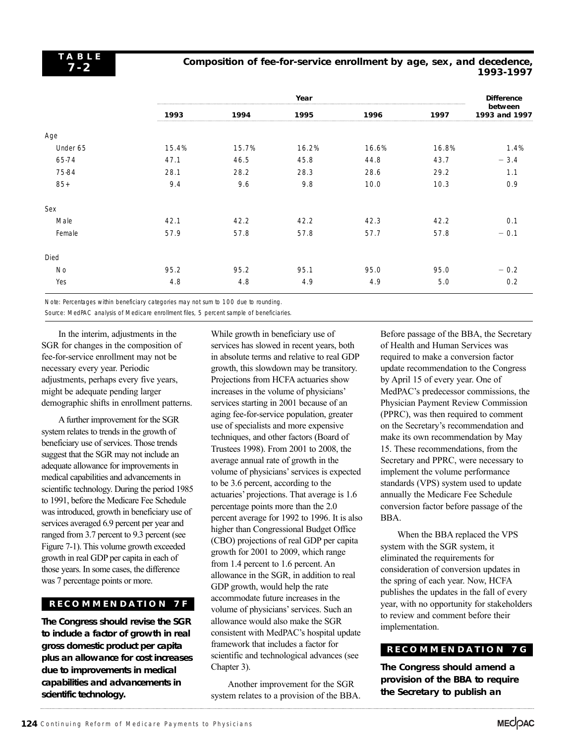**TABLE 7-2**

**Composition of fee-for-service enrollment by age, sex, and decedence, 1993-1997**

| | Year | | | | | Difference between 1993 and 1997 |
|---|---|---|---|---|---|---|
| | 1993 | 1994 | 1995 | 1996 | 1997 | |
| Age | | | | | | |
| Under 65 | 15.4% | 15.7% | 16.2% | 16.6% | 16.8% | 1.4% |
| 65-74 | 47.1 | 46.5 | 45.8 | 44.8 | 43.7 | −3.4 |
| 75-84 | 28.1 | 28.2 | 28.3 | 28.6 | 29.2 | 1.1 |
| 85+ | 9.4 | 9.6 | 9.8 | 10.0 | 10.3 | 0.9 |
| Sex | | | | | | |
| Male | 42.1 | 42.2 | 42.2 | 42.3 | 42.2 | 0.1 |
| Female | 57.9 | 57.8 | 57.8 | 57.7 | 57.8 | −0.1 |
| Died | | | | | | |
| No | 95.2 | 95.2 | 95.1 | 95.0 | 95.0 | −0.2 |
| Yes | 4.8 | 4.8 | 4.9 | 4.9 | 5.0 | 0.2 |

Note: Percentages within beneficiary categories may not sum to 100 due to rounding.

Source: MedPAC analysis of Medicare enrollment files, 5 percent sample of beneficiaries.

In the interim, adjustments in the SGR for changes in the composition of fee-for-service enrollment may not be necessary every year. Periodic adjustments, perhaps every five years, might be adequate pending larger demographic shifts in enrollment patterns.

A further improvement for the SGR system relates to trends in the growth of beneficiary use of services. Those trends suggest that the SGR may not include an adequate allowance for improvements in medical capabilities and advancements in scientific technology. During the period 1985 to 1991, before the Medicare Fee Schedule was introduced, growth in beneficiary use of services averaged 6.9 percent per year and ranged from 3.7 percent to 9.3 percent (see Figure 7-1). This volume growth exceeded growth in real GDP per capita in each of those years. In some cases, the difference was 7 percentage points or more.

**RECOMMENDATION 7F**

**The Congress should revise the SGR to include a factor of growth in real gross domestic product per capita plus an allowance for cost increases due to improvements in medical capabilities and advancements in scientific technology.**

While growth in beneficiary use of services has slowed in recent years, both in absolute terms and relative to real GDP growth, this slowdown may be transitory. Projections from HCFA actuaries show increases in the volume of physicians' services starting in 2001 because of an aging fee-for-service population, greater use of specialists and more expensive techniques, and other factors (Board of Trustees 1998). From 2001 to 2008, the average annual rate of growth in the volume of physicians' services is expected to be 3.6 percent, according to the actuaries' projections. That average is 1.6 percentage points more than the 2.0 percent average for 1992 to 1996. It is also higher than Congressional Budget Office (CBO) projections of real GDP per capita growth for 2001 to 2009, which range from 1.4 percent to 1.6 percent. An allowance in the SGR, in addition to real GDP growth, would help the rate accommodate future increases in the volume of physicians' services. Such an allowance would also make the SGR consistent with MedPAC's hospital update framework that includes a factor for scientific and technological advances (see Chapter 3).

Another improvement for the SGR system relates to a provision of the BBA. Before passage of the BBA, the Secretary of Health and Human Services was required to make a conversion factor update recommendation to the Congress by April 15 of every year. One of MedPAC's predecessor commissions, the Physician Payment Review Commission (PPRC), was then required to comment on the Secretary's recommendation and make its own recommendation by May 15. These recommendations, from the Secretary and PPRC, were necessary to implement the volume performance standards (VPS) system used to update annually the Medicare Fee Schedule conversion factor before passage of the BBA.

When the BBA replaced the VPS system with the SGR system, it eliminated the requirements for consideration of conversion updates in the spring of each year. Now, HCFA publishes the updates in the fall of every year, with no opportunity for stakeholders to review and comment before their implementation.

**RECOMMENDATION 7G**

**The Congress should amend a provision of the BBA to require the Secretary to publish an**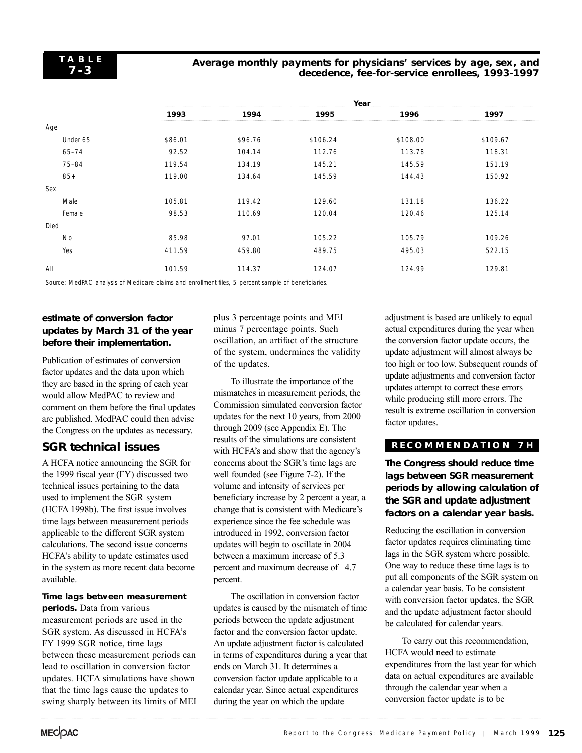**TABLE 7-3**

**Average monthly payments for physicians' services by age, sex, and decedence, fee-for-service enrollees, 1993-1997**

| | Year | | | | |
|---|---|---|---|---|---|
| | 1993 | 1994 | 1995 | 1996 | 1997 |
| Age | | | | | |
| Under 65 | $86.01 | $96.76 | $106.24 | $108.00 | $109.67 |
| 65–74 | 92.52 | 104.14 | 112.76 | 113.78 | 118.31 |
| 75–84 | 119.54 | 134.19 | 145.21 | 145.59 | 151.19 |
| 85+ | 119.00 | 134.64 | 145.59 | 144.43 | 150.92 |
| Sex | | | | | |
| Male | 105.81 | 119.42 | 129.60 | 131.18 | 136.22 |
| Female | 98.53 | 110.69 | 120.04 | 120.46 | 125.14 |
| Died | | | | | |
| No | 85.98 | 97.01 | 105.22 | 105.79 | 109.26 |
| Yes | 411.59 | 459.80 | 489.75 | 495.03 | 522.15 |
| All | 101.59 | 114.37 | 124.07 | 124.99 | 129.81 |

Source: MedPAC analysis of Medicare claims and enrollment files, 5 percent sample of beneficiaries.

**estimate of conversion factor updates by March 31 of the year before their implementation.**

Publication of estimates of conversion factor updates and the data upon which they are based in the spring of each year would allow MedPAC to review and comment on them before the final updates are published. MedPAC could then advise the Congress on the updates as necessary.

## SGR technical issues

A HCFA notice announcing the SGR for the 1999 fiscal year (FY) discussed two technical issues pertaining to the data used to implement the SGR system (HCFA 1998b). The first issue involves time lags between measurement periods applicable to the different SGR system calculations. The second issue concerns HCFA's ability to update estimates used in the system as more recent data become available.

**Time lags between measurement periods.** Data from various measurement periods are used in the SGR system. As discussed in HCFA's FY 1999 SGR notice, time lags between these measurement periods can lead to oscillation in conversion factor updates. HCFA simulations have shown that the time lags cause the updates to swing sharply between its limits of MEI plus 3 percentage points and MEI minus 7 percentage points. Such oscillation, an artifact of the structure of the system, undermines the validity of the updates.

To illustrate the importance of the mismatches in measurement periods, the Commission simulated conversion factor updates for the next 10 years, from 2000 through 2009 (see Appendix E). The results of the simulations are consistent with HCFA's and show that the agency's concerns about the SGR's time lags are well founded (see Figure 7-2). If the volume and intensity of services per beneficiary increase by 2 percent a year, a change that is consistent with Medicare's experience since the fee schedule was introduced in 1992, conversion factor updates will begin to oscillate in 2004 between a maximum increase of 5.3 percent and maximum decrease of –4.7 percent.

The oscillation in conversion factor updates is caused by the mismatch of time periods between the update adjustment factor and the conversion factor update. An update adjustment factor is calculated in terms of expenditures during a year that ends on March 31. It determines a conversion factor update applicable to a calendar year. Since actual expenditures during the year on which the update adjustment is based are unlikely to equal actual expenditures during the year when the conversion factor update occurs, the update adjustment will almost always be too high or too low. Subsequent rounds of update adjustments and conversion factor updates attempt to correct these errors while producing still more errors. The result is extreme oscillation in conversion factor updates.

**RECOMMENDATION 7H**

**The Congress should reduce time lags between SGR measurement periods by allowing calculation of the SGR and update adjustment factors on a calendar year basis.**

Reducing the oscillation in conversion factor updates requires eliminating time lags in the SGR system where possible. One way to reduce these time lags is to put all components of the SGR system on a calendar year basis. To be consistent with conversion factor updates, the SGR and the update adjustment factor should be calculated for calendar years.

To carry out this recommendation, HCFA would need to estimate expenditures from the last year for which data on actual expenditures are available through the calendar year when a conversion factor update is to be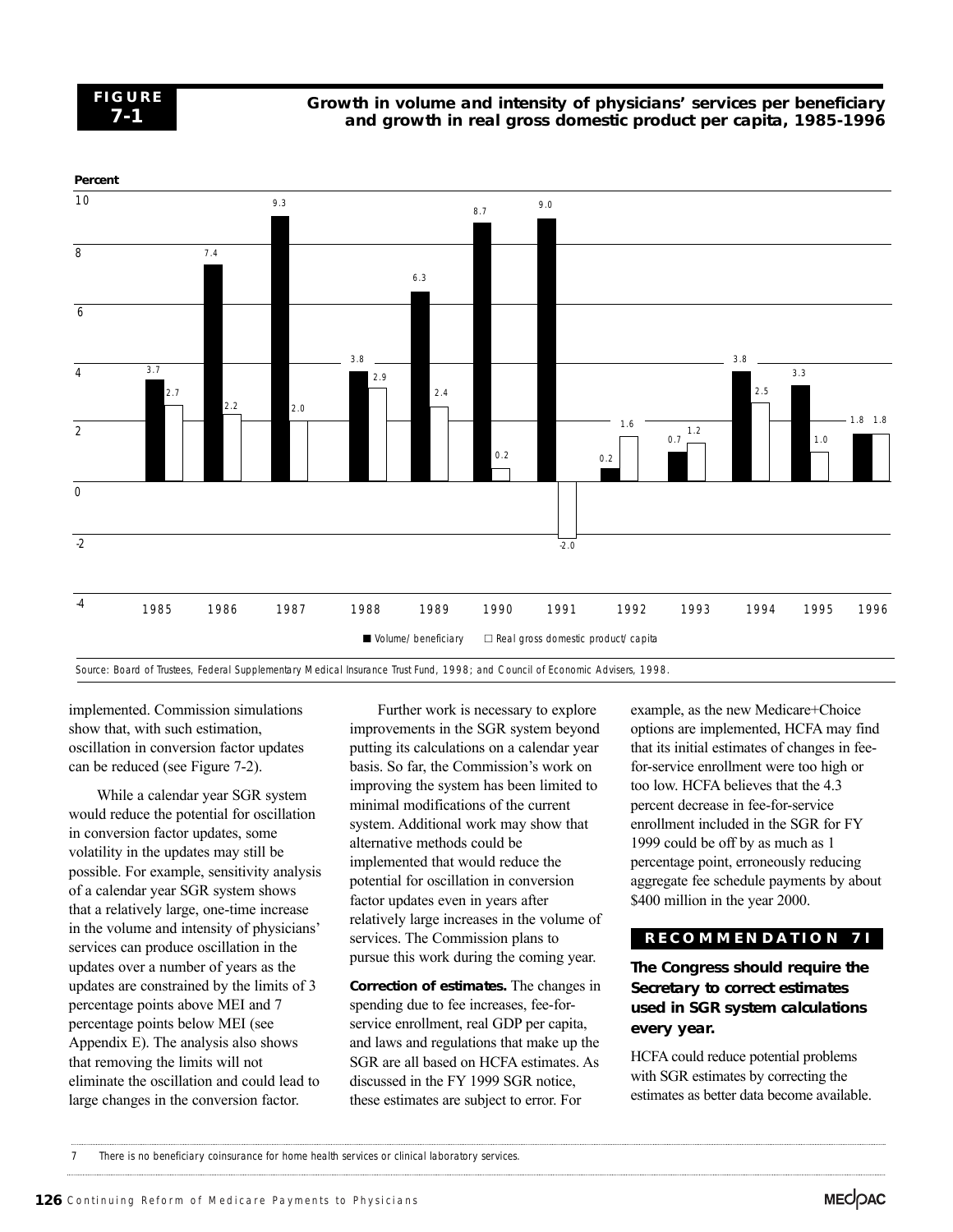**FIGURE 7-1**

**Growth in volume and intensity of physicians' services per beneficiary and growth in real gross domestic product per capita, 1985-1996**

| Year | Volume/beneficiary (percent) | Real gross domestic product/capita (percent) |
|---|---|---|
| 1985 | 3.7 | 2.7 |
| 1986 | 7.4 | 2.2 |
| 1987 | 9.3 | 2.0 |
| 1988 | 3.8 | 2.9 |
| 1989 | 6.3 | 2.4 |
| 1990 | 8.7 | 0.2 |
| 1991 | 9.0 | -2.0 |
| 1992 | 0.2 | 1.6 |
| 1993 | 0.7 | 1.2 |
| 1994 | 3.8 | 2.5 |
| 1995 | 3.3 | 1.0 |
| 1996 | 1.8 | 1.8 |

Source: Board of Trustees, Federal Supplementary Medical Insurance Trust Fund, 1998; and Council of Economic Advisers, 1998.

implemented. Commission simulations show that, with such estimation, oscillation in conversion factor updates can be reduced (see Figure 7-2).

While a calendar year SGR system would reduce the potential for oscillation in conversion factor updates, some volatility in the updates may still be possible. For example, sensitivity analysis of a calendar year SGR system shows that a relatively large, one-time increase in the volume and intensity of physicians' services can produce oscillation in the updates over a number of years as the updates are constrained by the limits of 3 percentage points above MEI and 7 percentage points below MEI (see Appendix E). The analysis also shows that removing the limits will not eliminate the oscillation and could lead to large changes in the conversion factor.

Further work is necessary to explore improvements in the SGR system beyond putting its calculations on a calendar year basis. So far, the Commission's work on improving the system has been limited to minimal modifications of the current system. Additional work may show that alternative methods could be implemented that would reduce the potential for oscillation in conversion factor updates even in years after relatively large increases in the volume of services. The Commission plans to pursue this work during the coming year.

**Correction of estimates.** The changes in spending due to fee increases, fee-for-service enrollment, real GDP per capita, and laws and regulations that make up the SGR are all based on HCFA estimates. As discussed in the FY 1999 SGR notice, these estimates are subject to error. For example, as the new Medicare+Choice options are implemented, HCFA may find that its initial estimates of changes in fee-for-service enrollment were too high or too low. HCFA believes that the 4.3 percent decrease in fee-for-service enrollment included in the SGR for FY 1999 could be off by as much as 1 percentage point, erroneously reducing aggregate fee schedule payments by about $400 million in the year 2000.

**RECOMMENDATION 7I**

**The Congress should require the Secretary to correct estimates used in SGR system calculations every year.**

HCFA could reduce potential problems with SGR estimates by correcting the estimates as better data become available.

7 There is no beneficiary coinsurance for home health services or clinical laboratory services.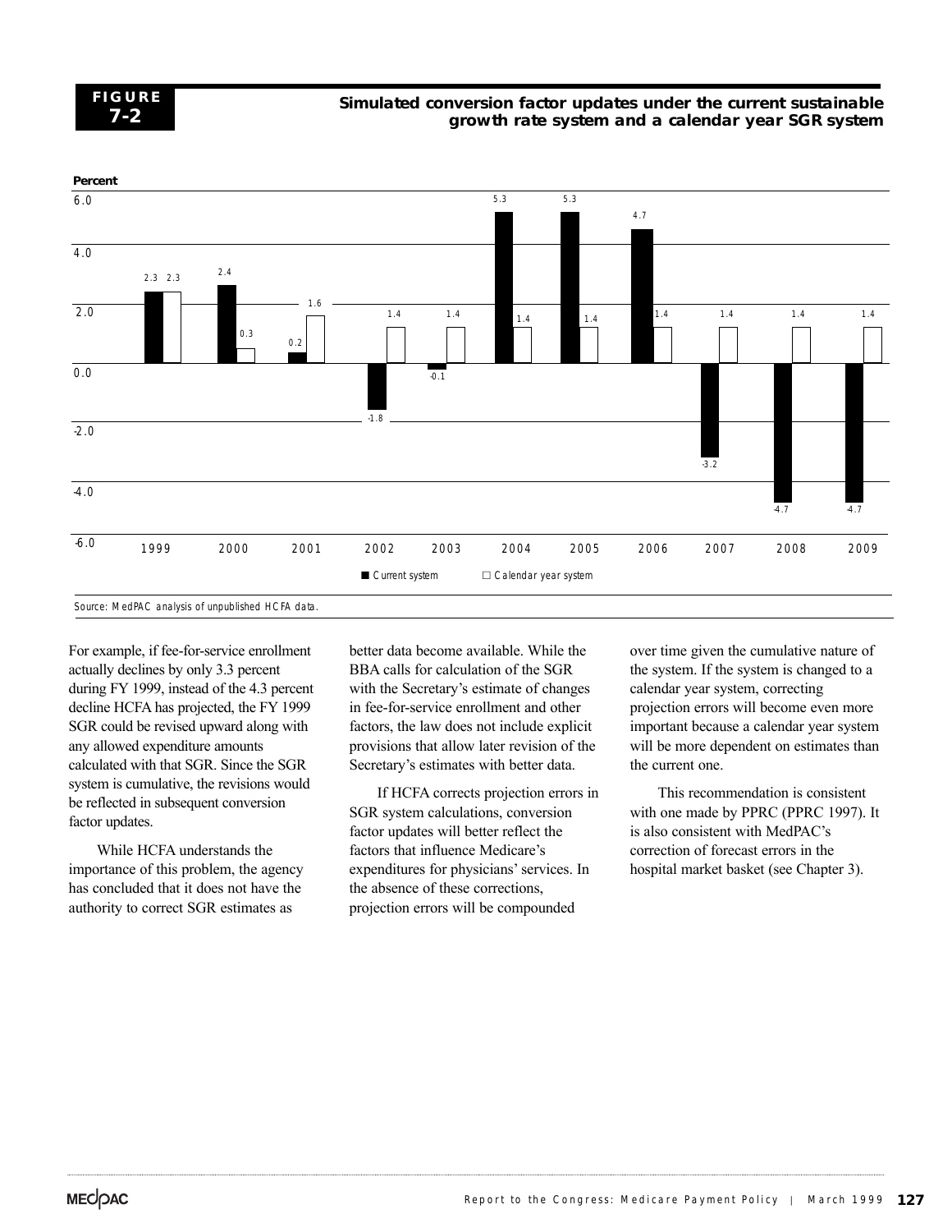**FIGURE 7-2**

**Simulated conversion factor updates under the current sustainable growth rate system and a calendar year SGR system**

| Year | Current system (percent) | Calendar year system (percent) |
|---|---|---|
| 1999 | 2.3 | 2.3 |
| 2000 | 2.4 | 0.3 |
| 2001 | 0.2 | 1.6 |
| 2002 | -1.8 | 1.4 |
| 2003 | -0.1 | 1.4 |
| 2004 | 5.3 | 1.4 |
| 2005 | 5.3 | 1.4 |
| 2006 | 4.7 | 1.4 |
| 2007 | -3.2 | 1.4 |
| 2008 | -4.7 | 1.4 |
| 2009 | -4.7 | 1.4 |

Source: MedPAC analysis of unpublished HCFA data.

For example, if fee-for-service enrollment actually declines by only 3.3 percent during FY 1999, instead of the 4.3 percent decline HCFA has projected, the FY 1999 SGR could be revised upward along with any allowed expenditure amounts calculated with that SGR. Since the SGR system is cumulative, the revisions would be reflected in subsequent conversion factor updates.

While HCFA understands the importance of this problem, the agency has concluded that it does not have the authority to correct SGR estimates as better data become available. While the BBA calls for calculation of the SGR with the Secretary's estimate of changes in fee-for-service enrollment and other factors, the law does not include explicit provisions that allow later revision of the Secretary's estimates with better data.

If HCFA corrects projection errors in SGR system calculations, conversion factor updates will better reflect the factors that influence Medicare's expenditures for physicians' services. In the absence of these corrections, projection errors will be compounded over time given the cumulative nature of the system. If the system is changed to a calendar year system, correcting projection errors will become even more important because a calendar year system will be more dependent on estimates than the current one.

This recommendation is consistent with one made by PPRC (PPRC 1997). It is also consistent with MedPAC's correction of forecast errors in the hospital market basket (see Chapter 3).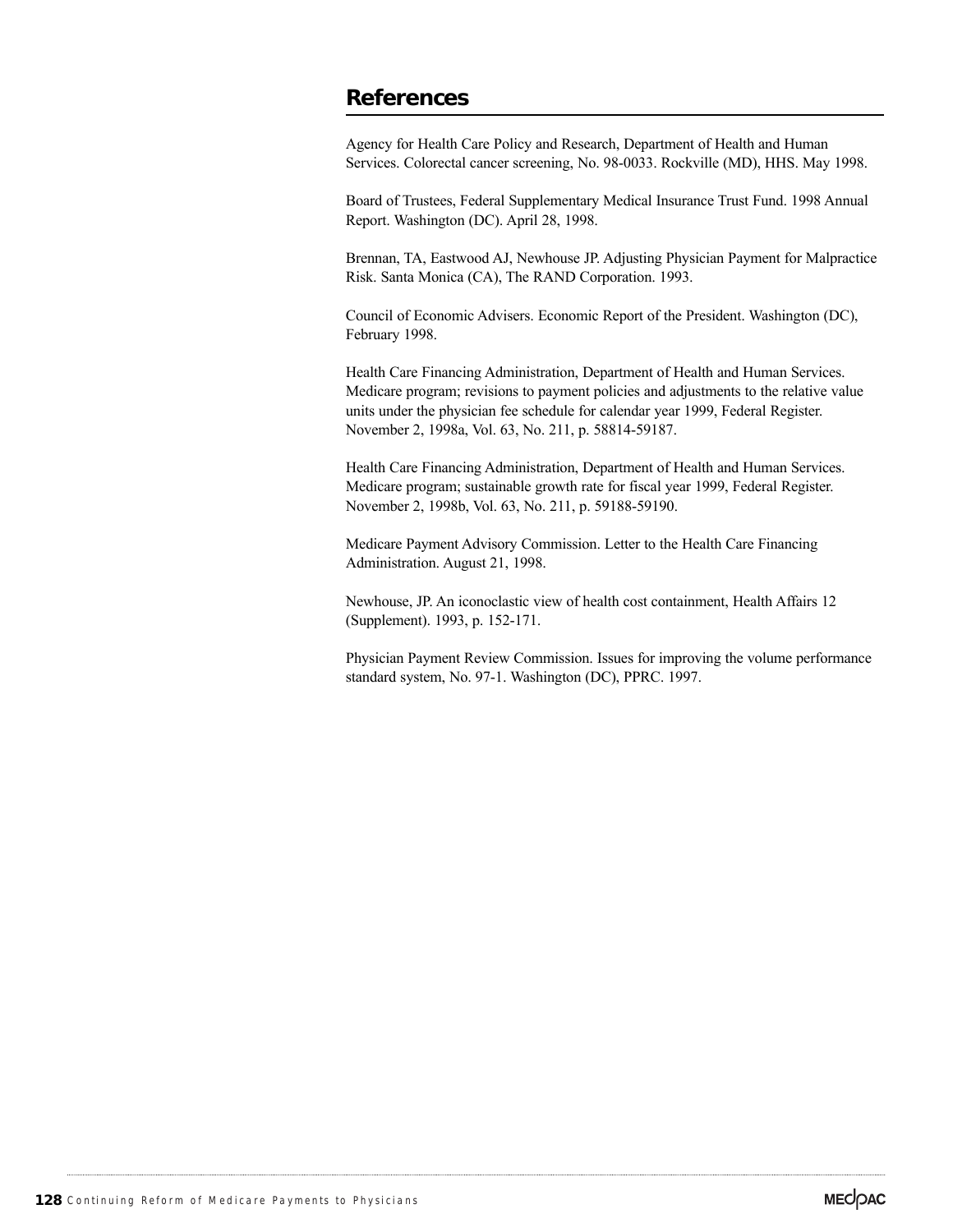## References

Agency for Health Care Policy and Research, Department of Health and Human Services. Colorectal cancer screening, No. 98-0033. Rockville (MD), HHS. May 1998.

Board of Trustees, Federal Supplementary Medical Insurance Trust Fund. 1998 Annual Report. Washington (DC). April 28, 1998.

Brennan, TA, Eastwood AJ, Newhouse JP. Adjusting Physician Payment for Malpractice Risk. Santa Monica (CA), The RAND Corporation. 1993.

Council of Economic Advisers. Economic Report of the President. Washington (DC), February 1998.

Health Care Financing Administration, Department of Health and Human Services. Medicare program; revisions to payment policies and adjustments to the relative value units under the physician fee schedule for calendar year 1999, Federal Register. November 2, 1998a, Vol. 63, No. 211, p. 58814-59187.

Health Care Financing Administration, Department of Health and Human Services. Medicare program; sustainable growth rate for fiscal year 1999, Federal Register. November 2, 1998b, Vol. 63, No. 211, p. 59188-59190.

Medicare Payment Advisory Commission. Letter to the Health Care Financing Administration. August 21, 1998.

Newhouse, JP. An iconoclastic view of health cost containment, Health Affairs 12 (Supplement). 1993, p. 152-171.

Physician Payment Review Commission. Issues for improving the volume performance standard system, No. 97-1. Washington (DC), PPRC. 1997.